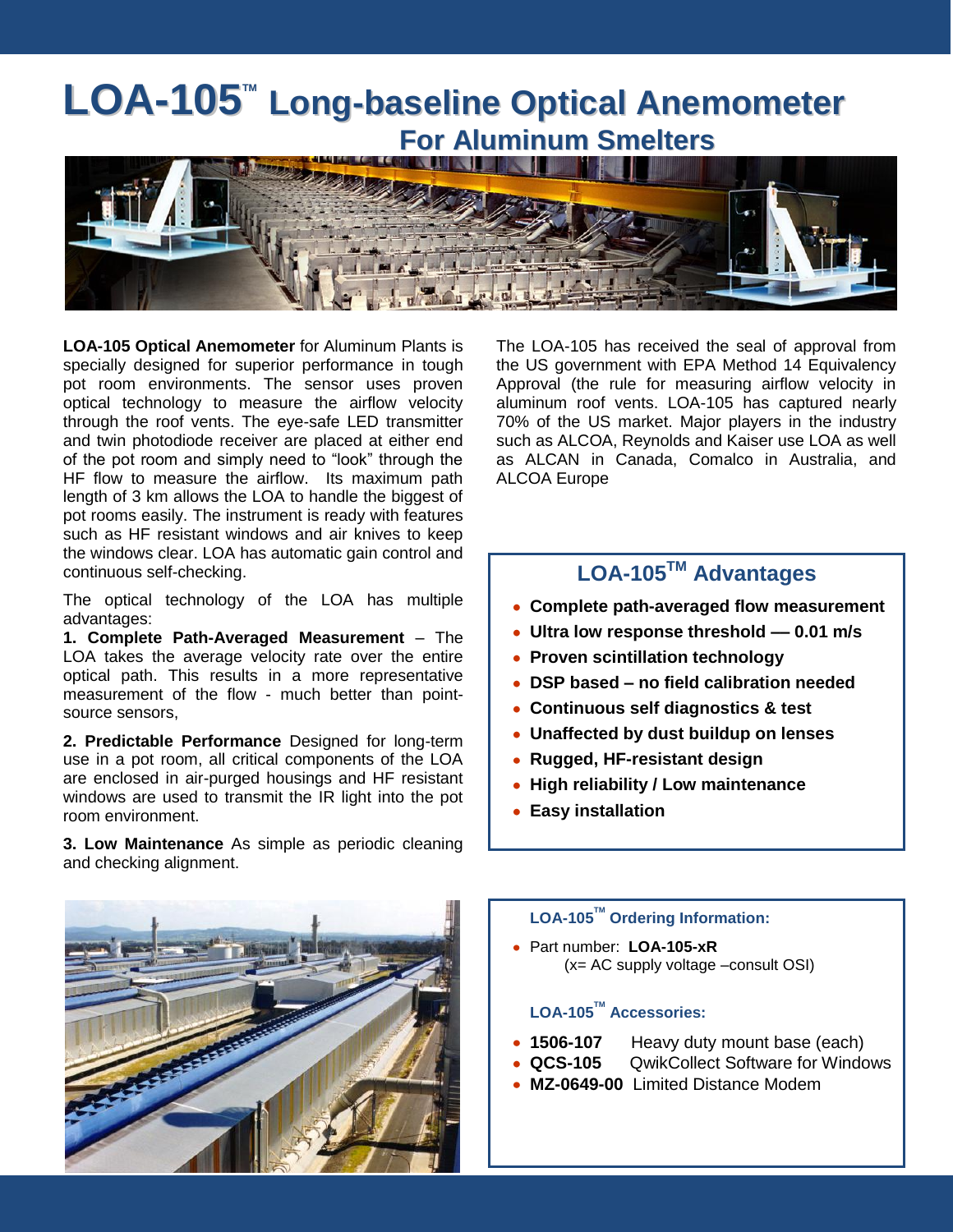# LOA-105™ Long-baseline Optical Anemometer

## For Aluminum Smelters

**LOA-105 Optical Anemometer** for Aluminum Plants is specially designed for superior performance in tough pot room environments. The sensor uses proven optical technology to measure the airflow velocity through the roof vents. The eye-safe LED transmitter and twin photodiode receiver are placed at either end of the pot room and simply need to "look" through the HF flow to measure the airflow. Its maximum path length of 3 km allows the LOA to handle the biggest of pot rooms easily. The instrument is ready with features such as HF resistant windows and air knives to keep the windows clear. LOA has automatic gain control and continuous self-checking.

The optical technology of the LOA has multiple advantages:

**1. Complete Path-Averaged Measurement** – The LOA takes the average velocity rate over the entire optical path. This results in a more representative measurement of the flow - much better than point-source sensors,

**2. Predictable Performance** Designed for long-term use in a pot room, all critical components of the LOA are enclosed in air-purged housings and HF resistant windows are used to transmit the IR light into the pot room environment.

**3. Low Maintenance** As simple as periodic cleaning and checking alignment.

The LOA-105 has received the seal of approval from the US government with EPA Method 14 Equivalency Approval (the rule for measuring airflow velocity in aluminum roof vents. LOA-105 has captured nearly 70% of the US market. Major players in the industry such as ALCOA, Reynolds and Kaiser use LOA as well as ALCAN in Canada, Comalco in Australia, and ALCOA Europe

## LOA-105™ Advantages

- **Complete path-averaged flow measurement**
- **Ultra low response threshold — 0.01 m/s**
- **Proven scintillation technology**
- **DSP based – no field calibration needed**
- **Continuous self diagnostics & test**
- **Unaffected by dust buildup on lenses**
- **Rugged, HF-resistant design**
- **High reliability / Low maintenance**
- **Easy installation**

### LOA-105™ Ordering Information:

- Part number: **LOA-105-xR**
  (x= AC supply voltage –consult OSI)

### LOA-105™ Accessories:

- **1506-107** Heavy duty mount base (each)
- **QCS-105** QwikCollect Software for Windows
- **MZ-0649-00** Limited Distance Modem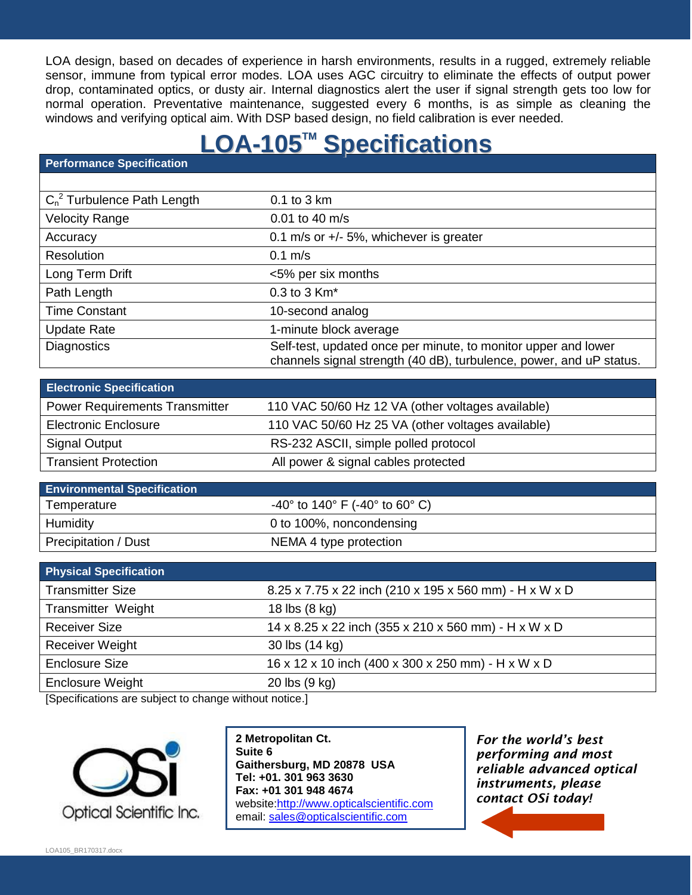LOA design, based on decades of experience in harsh environments, results in a rugged, extremely reliable sensor, immune from typical error modes. LOA uses AGC circuitry to eliminate the effects of output power drop, contaminated optics, or dusty air. Internal diagnostics alert the user if signal strength gets too low for normal operation. Preventative maintenance, suggested every 6 months, is as simple as cleaning the windows and verifying optical aim. With DSP based design, no field calibration is ever needed.

# LOA-105™ Specifications

| Performance Specification | |
|---|---|
| | |
| $C_n^2$ Turbulence Path Length | 0.1 to 3 km |
| Velocity Range | 0.01 to 40 m/s |
| Accuracy | 0.1 m/s or +/- 5%, whichever is greater |
| Resolution | 0.1 m/s |
| Long Term Drift | <5% per six months |
| Path Length | 0.3 to 3 Km* |
| Time Constant | 10-second analog |
| Update Rate | 1-minute block average |
| Diagnostics | Self-test, updated once per minute, to monitor upper and lower channels signal strength (40 dB), turbulence, power, and uP status. |

| Electronic Specification | |
|---|---|
| Power Requirements Transmitter | 110 VAC 50/60 Hz 12 VA (other voltages available) |
| Electronic Enclosure | 110 VAC 50/60 Hz 25 VA (other voltages available) |
| Signal Output | RS-232 ASCII, simple polled protocol |
| Transient Protection | All power & signal cables protected |

| Environmental Specification | |
|---|---|
| Temperature | -40° to 140° F (-40° to 60° C) |
| Humidity | 0 to 100%, noncondensing |
| Precipitation / Dust | NEMA 4 type protection |

| Physical Specification | |
|---|---|
| Transmitter Size | 8.25 x 7.75 x 22 inch (210 x 195 x 560 mm) - H x W x D |
| Transmitter Weight | 18 lbs (8 kg) |
| Receiver Size | 14 x 8.25 x 22 inch (355 x 210 x 560 mm) - H x W x D |
| Receiver Weight | 30 lbs (14 kg) |
| Enclosure Size | 16 x 12 x 10 inch (400 x 300 x 250 mm) - H x W x D |
| Enclosure Weight | 20 lbs (9 kg) |

[Specifications are subject to change without notice.]

Optical Scientific Inc.

**2 Metropolitan Ct.**
**Suite 6**
**Gaithersburg, MD 20878 USA**
**Tel: +01. 301 963 3630**
**Fax: +01 301 948 4674**
website: http://www.opticalscientific.com
email: sales@opticalscientific.com

***For the world's best performing and most reliable advanced optical instruments, please contact OSi today!***

LOA105_BR170317.docx